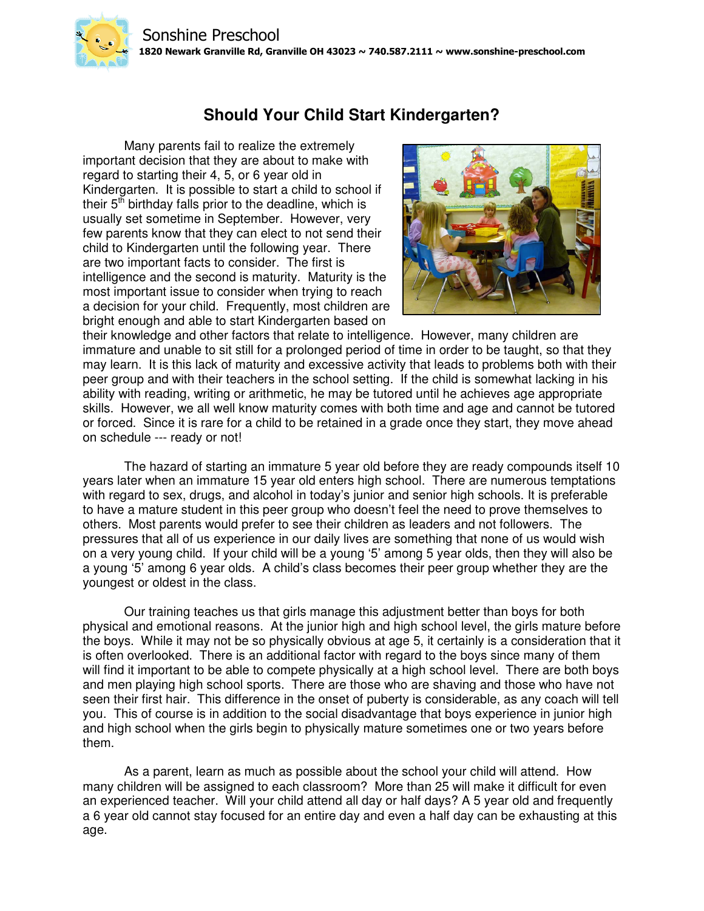Sonshine Preschool
**1820 Newark Granville Rd, Granville OH 43023 ~ 740.587.2111 ~ www.sonshine-preschool.com**

# Should Your Child Start Kindergarten?

Many parents fail to realize the extremely important decision that they are about to make with regard to starting their 4, 5, or 6 year old in Kindergarten. It is possible to start a child to school if their 5th birthday falls prior to the deadline, which is usually set sometime in September. However, very few parents know that they can elect to not send their child to Kindergarten until the following year. There are two important facts to consider. The first is intelligence and the second is maturity. Maturity is the most important issue to consider when trying to reach a decision for your child. Frequently, most children are bright enough and able to start Kindergarten based on their knowledge and other factors that relate to intelligence. However, many children are immature and unable to sit still for a prolonged period of time in order to be taught, so that they may learn. It is this lack of maturity and excessive activity that leads to problems both with their peer group and with their teachers in the school setting. If the child is somewhat lacking in his ability with reading, writing or arithmetic, he may be tutored until he achieves age appropriate skills. However, we all well know maturity comes with both time and age and cannot be tutored or forced. Since it is rare for a child to be retained in a grade once they start, they move ahead on schedule --- ready or not!

The hazard of starting an immature 5 year old before they are ready compounds itself 10 years later when an immature 15 year old enters high school. There are numerous temptations with regard to sex, drugs, and alcohol in today's junior and senior high schools. It is preferable to have a mature student in this peer group who doesn't feel the need to prove themselves to others. Most parents would prefer to see their children as leaders and not followers. The pressures that all of us experience in our daily lives are something that none of us would wish on a very young child. If your child will be a young '5' among 5 year olds, then they will also be a young '5' among 6 year olds. A child's class becomes their peer group whether they are the youngest or oldest in the class.

Our training teaches us that girls manage this adjustment better than boys for both physical and emotional reasons. At the junior high and high school level, the girls mature before the boys. While it may not be so physically obvious at age 5, it certainly is a consideration that it is often overlooked. There is an additional factor with regard to the boys since many of them will find it important to be able to compete physically at a high school level. There are both boys and men playing high school sports. There are those who are shaving and those who have not seen their first hair. This difference in the onset of puberty is considerable, as any coach will tell you. This of course is in addition to the social disadvantage that boys experience in junior high and high school when the girls begin to physically mature sometimes one or two years before them.

As a parent, learn as much as possible about the school your child will attend. How many children will be assigned to each classroom? More than 25 will make it difficult for even an experienced teacher. Will your child attend all day or half days? A 5 year old and frequently a 6 year old cannot stay focused for an entire day and even a half day can be exhausting at this age.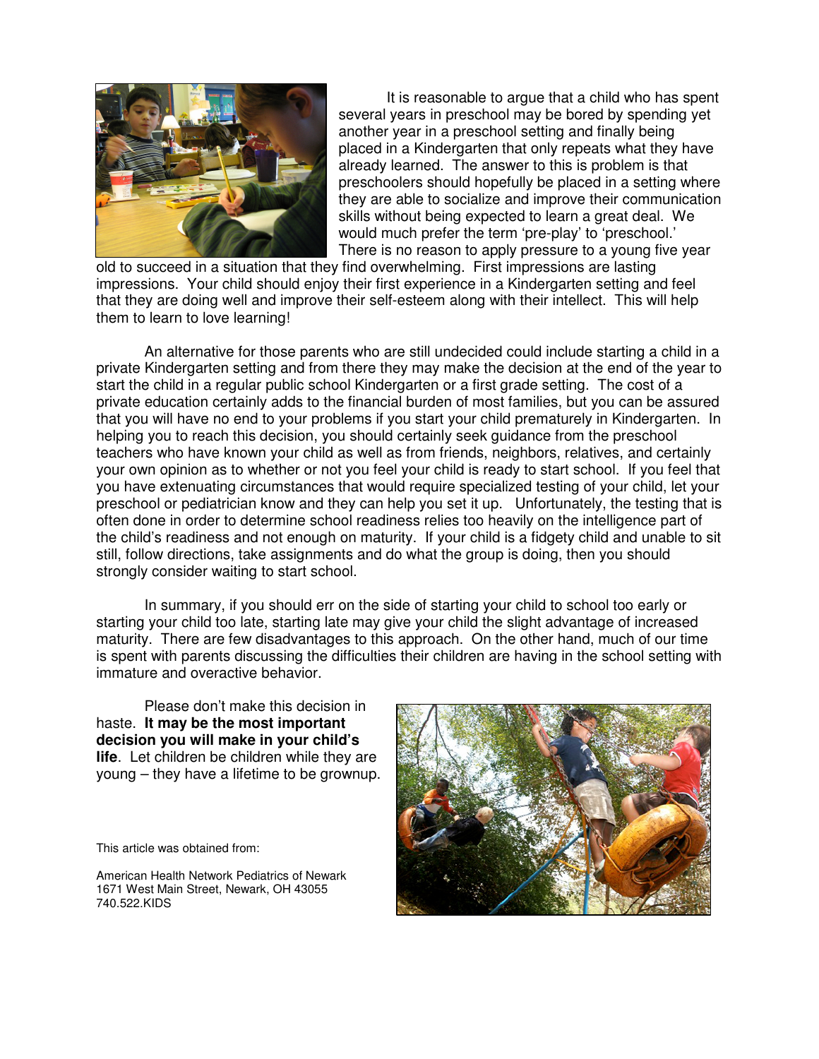It is reasonable to argue that a child who has spent several years in preschool may be bored by spending yet another year in a preschool setting and finally being placed in a Kindergarten that only repeats what they have already learned. The answer to this is problem is that preschoolers should hopefully be placed in a setting where they are able to socialize and improve their communication skills without being expected to learn a great deal. We would much prefer the term 'pre-play' to 'preschool.' There is no reason to apply pressure to a young five year old to succeed in a situation that they find overwhelming. First impressions are lasting impressions. Your child should enjoy their first experience in a Kindergarten setting and feel that they are doing well and improve their self-esteem along with their intellect. This will help them to learn to love learning!

An alternative for those parents who are still undecided could include starting a child in a private Kindergarten setting and from there they may make the decision at the end of the year to start the child in a regular public school Kindergarten or a first grade setting. The cost of a private education certainly adds to the financial burden of most families, but you can be assured that you will have no end to your problems if you start your child prematurely in Kindergarten. In helping you to reach this decision, you should certainly seek guidance from the preschool teachers who have known your child as well as from friends, neighbors, relatives, and certainly your own opinion as to whether or not you feel your child is ready to start school. If you feel that you have extenuating circumstances that would require specialized testing of your child, let your preschool or pediatrician know and they can help you set it up. Unfortunately, the testing that is often done in order to determine school readiness relies too heavily on the intelligence part of the child's readiness and not enough on maturity. If your child is a fidgety child and unable to sit still, follow directions, take assignments and do what the group is doing, then you should strongly consider waiting to start school.

In summary, if you should err on the side of starting your child to school too early or starting your child too late, starting late may give your child the slight advantage of increased maturity. There are few disadvantages to this approach. On the other hand, much of our time is spent with parents discussing the difficulties their children are having in the school setting with immature and overactive behavior.

Please don't make this decision in haste. **It may be the most important decision you will make in your child's life**. Let children be children while they are young – they have a lifetime to be grownup.

This article was obtained from:

American Health Network Pediatrics of Newark
1671 West Main Street, Newark, OH 43055
740.522.KIDS